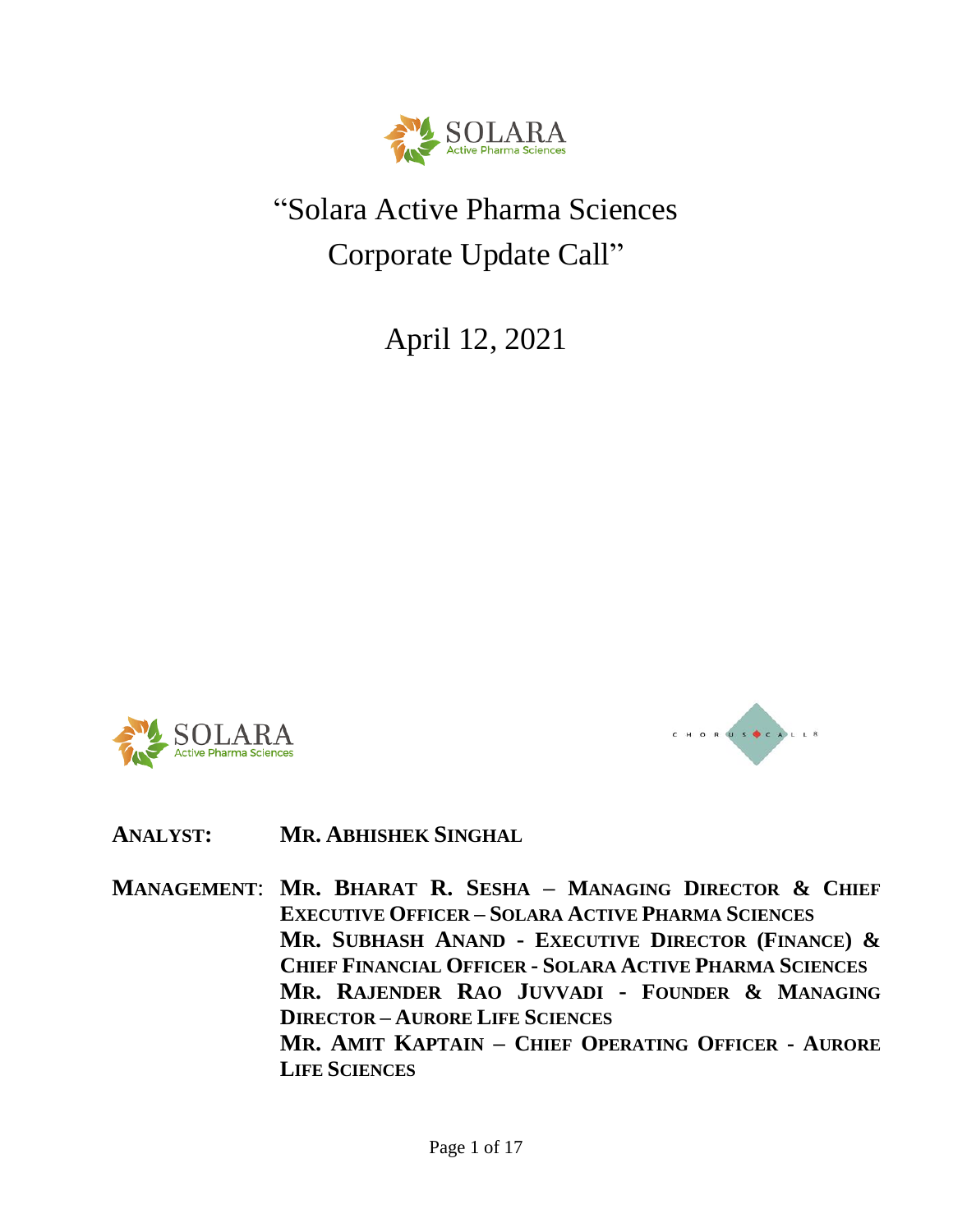# "Solara Active Pharma Sciences Corporate Update Call"

April 12, 2021

**ANALYST:** **MR. ABHISHEK SINGHAL**

**MANAGEMENT:** **MR. BHARAT R. SESHA – MANAGING DIRECTOR & CHIEF EXECUTIVE OFFICER – SOLARA ACTIVE PHARMA SCIENCES**
**MR. SUBHASH ANAND - EXECUTIVE DIRECTOR (FINANCE) & CHIEF FINANCIAL OFFICER - SOLARA ACTIVE PHARMA SCIENCES**
**MR. RAJENDER RAO JUVVADI - FOUNDER & MANAGING DIRECTOR – AURORE LIFE SCIENCES**
**MR. AMIT KAPTAIN – CHIEF OPERATING OFFICER - AURORE LIFE SCIENCES**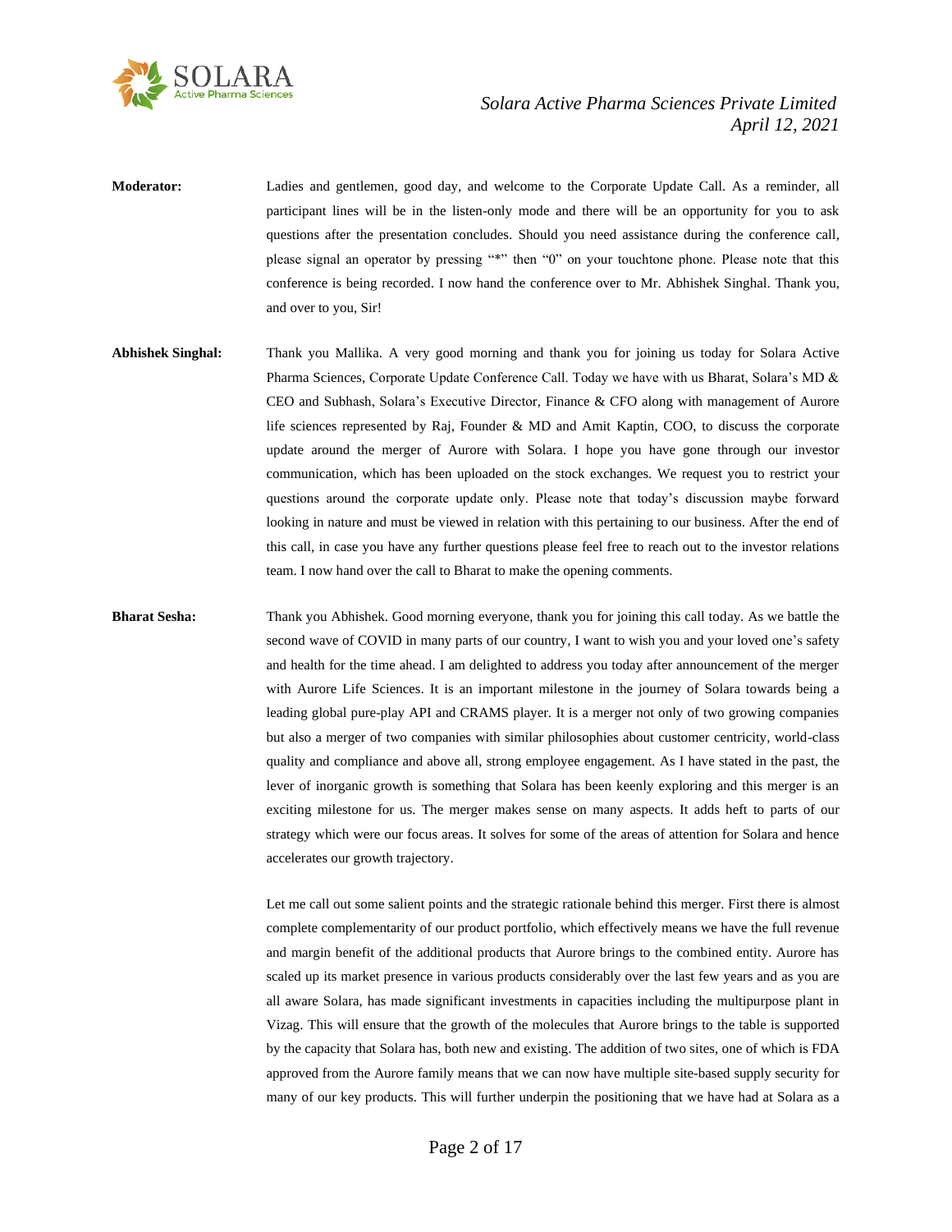**Moderator:** Ladies and gentlemen, good day, and welcome to the Corporate Update Call. As a reminder, all participant lines will be in the listen-only mode and there will be an opportunity for you to ask questions after the presentation concludes. Should you need assistance during the conference call, please signal an operator by pressing "*" then "0" on your touchtone phone. Please note that this conference is being recorded. I now hand the conference over to Mr. Abhishek Singhal. Thank you, and over to you, Sir!

**Abhishek Singhal:** Thank you Mallika. A very good morning and thank you for joining us today for Solara Active Pharma Sciences, Corporate Update Conference Call. Today we have with us Bharat, Solara's MD & CEO and Subhash, Solara's Executive Director, Finance & CFO along with management of Aurore life sciences represented by Raj, Founder & MD and Amit Kaptin, COO, to discuss the corporate update around the merger of Aurore with Solara. I hope you have gone through our investor communication, which has been uploaded on the stock exchanges. We request you to restrict your questions around the corporate update only. Please note that today's discussion maybe forward looking in nature and must be viewed in relation with this pertaining to our business. After the end of this call, in case you have any further questions please feel free to reach out to the investor relations team. I now hand over the call to Bharat to make the opening comments.

**Bharat Sesha:** Thank you Abhishek. Good morning everyone, thank you for joining this call today. As we battle the second wave of COVID in many parts of our country, I want to wish you and your loved one's safety and health for the time ahead. I am delighted to address you today after announcement of the merger with Aurore Life Sciences. It is an important milestone in the journey of Solara towards being a leading global pure-play API and CRAMS player. It is a merger not only of two growing companies but also a merger of two companies with similar philosophies about customer centricity, world-class quality and compliance and above all, strong employee engagement. As I have stated in the past, the lever of inorganic growth is something that Solara has been keenly exploring and this merger is an exciting milestone for us. The merger makes sense on many aspects. It adds heft to parts of our strategy which were our focus areas. It solves for some of the areas of attention for Solara and hence accelerates our growth trajectory.

Let me call out some salient points and the strategic rationale behind this merger. First there is almost complete complementarity of our product portfolio, which effectively means we have the full revenue and margin benefit of the additional products that Aurore brings to the combined entity. Aurore has scaled up its market presence in various products considerably over the last few years and as you are all aware Solara, has made significant investments in capacities including the multipurpose plant in Vizag. This will ensure that the growth of the molecules that Aurore brings to the table is supported by the capacity that Solara has, both new and existing. The addition of two sites, one of which is FDA approved from the Aurore family means that we can now have multiple site-based supply security for many of our key products. This will further underpin the positioning that we have had at Solara as a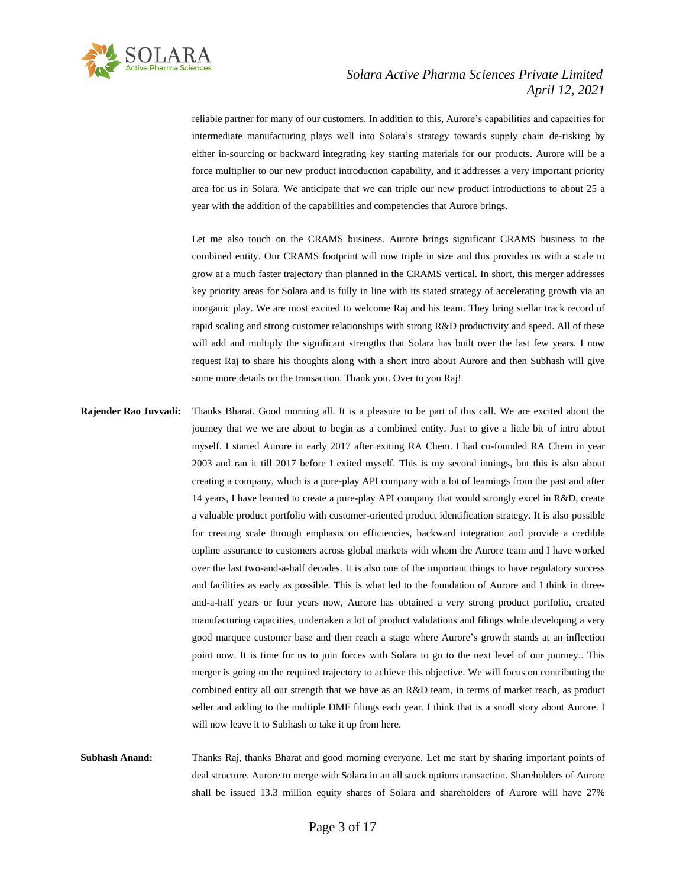reliable partner for many of our customers. In addition to this, Aurore's capabilities and capacities for intermediate manufacturing plays well into Solara's strategy towards supply chain de-risking by either in-sourcing or backward integrating key starting materials for our products. Aurore will be a force multiplier to our new product introduction capability, and it addresses a very important priority area for us in Solara. We anticipate that we can triple our new product introductions to about 25 a year with the addition of the capabilities and competencies that Aurore brings.

Let me also touch on the CRAMS business. Aurore brings significant CRAMS business to the combined entity. Our CRAMS footprint will now triple in size and this provides us with a scale to grow at a much faster trajectory than planned in the CRAMS vertical. In short, this merger addresses key priority areas for Solara and is fully in line with its stated strategy of accelerating growth via an inorganic play. We are most excited to welcome Raj and his team. They bring stellar track record of rapid scaling and strong customer relationships with strong R&D productivity and speed. All of these will add and multiply the significant strengths that Solara has built over the last few years. I now request Raj to share his thoughts along with a short intro about Aurore and then Subhash will give some more details on the transaction. Thank you. Over to you Raj!

**Rajender Rao Juvvadi:** Thanks Bharat. Good morning all. It is a pleasure to be part of this call. We are excited about the journey that we we are about to begin as a combined entity. Just to give a little bit of intro about myself. I started Aurore in early 2017 after exiting RA Chem. I had co-founded RA Chem in year 2003 and ran it till 2017 before I exited myself. This is my second innings, but this is also about creating a company, which is a pure-play API company with a lot of learnings from the past and after 14 years, I have learned to create a pure-play API company that would strongly excel in R&D, create a valuable product portfolio with customer-oriented product identification strategy. It is also possible for creating scale through emphasis on efficiencies, backward integration and provide a credible topline assurance to customers across global markets with whom the Aurore team and I have worked over the last two-and-a-half decades. It is also one of the important things to have regulatory success and facilities as early as possible. This is what led to the foundation of Aurore and I think in three-and-a-half years or four years now, Aurore has obtained a very strong product portfolio, created manufacturing capacities, undertaken a lot of product validations and filings while developing a very good marquee customer base and then reach a stage where Aurore's growth stands at an inflection point now. It is time for us to join forces with Solara to go to the next level of our journey.. This merger is going on the required trajectory to achieve this objective. We will focus on contributing the combined entity all our strength that we have as an R&D team, in terms of market reach, as product seller and adding to the multiple DMF filings each year. I think that is a small story about Aurore. I will now leave it to Subhash to take it up from here.

**Subhash Anand:** Thanks Raj, thanks Bharat and good morning everyone. Let me start by sharing important points of deal structure. Aurore to merge with Solara in an all stock options transaction. Shareholders of Aurore shall be issued 13.3 million equity shares of Solara and shareholders of Aurore will have 27%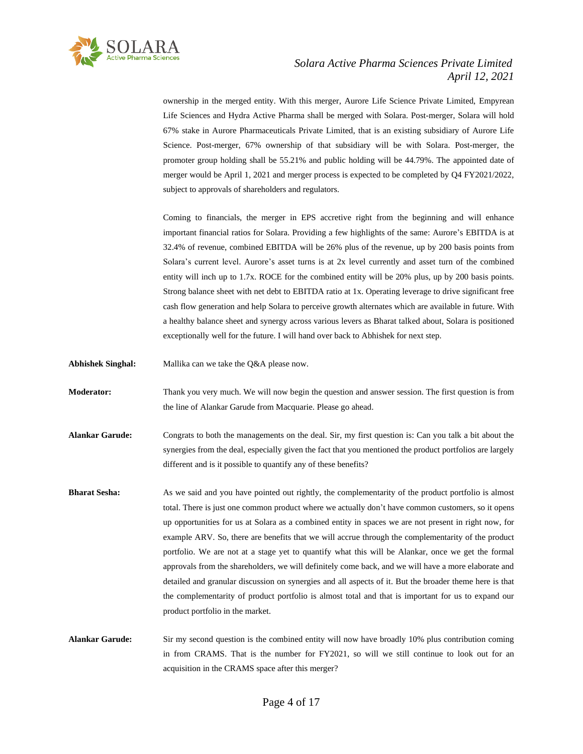ownership in the merged entity. With this merger, Aurore Life Science Private Limited, Empyrean Life Sciences and Hydra Active Pharma shall be merged with Solara. Post-merger, Solara will hold 67% stake in Aurore Pharmaceuticals Private Limited, that is an existing subsidiary of Aurore Life Science. Post-merger, 67% ownership of that subsidiary will be with Solara. Post-merger, the promoter group holding shall be 55.21% and public holding will be 44.79%. The appointed date of merger would be April 1, 2021 and merger process is expected to be completed by Q4 FY2021/2022, subject to approvals of shareholders and regulators.

Coming to financials, the merger in EPS accretive right from the beginning and will enhance important financial ratios for Solara. Providing a few highlights of the same: Aurore's EBITDA is at 32.4% of revenue, combined EBITDA will be 26% plus of the revenue, up by 200 basis points from Solara's current level. Aurore's asset turns is at 2x level currently and asset turn of the combined entity will inch up to 1.7x. ROCE for the combined entity will be 20% plus, up by 200 basis points. Strong balance sheet with net debt to EBITDA ratio at 1x. Operating leverage to drive significant free cash flow generation and help Solara to perceive growth alternates which are available in future. With a healthy balance sheet and synergy across various levers as Bharat talked about, Solara is positioned exceptionally well for the future. I will hand over back to Abhishek for next step.

**Abhishek Singhal:** Mallika can we take the Q&A please now.

**Moderator:** Thank you very much. We will now begin the question and answer session. The first question is from the line of Alankar Garude from Macquarie. Please go ahead.

**Alankar Garude:** Congrats to both the managements on the deal. Sir, my first question is: Can you talk a bit about the synergies from the deal, especially given the fact that you mentioned the product portfolios are largely different and is it possible to quantify any of these benefits?

**Bharat Sesha:** As we said and you have pointed out rightly, the complementarity of the product portfolio is almost total. There is just one common product where we actually don't have common customers, so it opens up opportunities for us at Solara as a combined entity in spaces we are not present in right now, for example ARV. So, there are benefits that we will accrue through the complementarity of the product portfolio. We are not at a stage yet to quantify what this will be Alankar, once we get the formal approvals from the shareholders, we will definitely come back, and we will have a more elaborate and detailed and granular discussion on synergies and all aspects of it. But the broader theme here is that the complementarity of product portfolio is almost total and that is important for us to expand our product portfolio in the market.

**Alankar Garude:** Sir my second question is the combined entity will now have broadly 10% plus contribution coming in from CRAMS. That is the number for FY2021, so will we still continue to look out for an acquisition in the CRAMS space after this merger?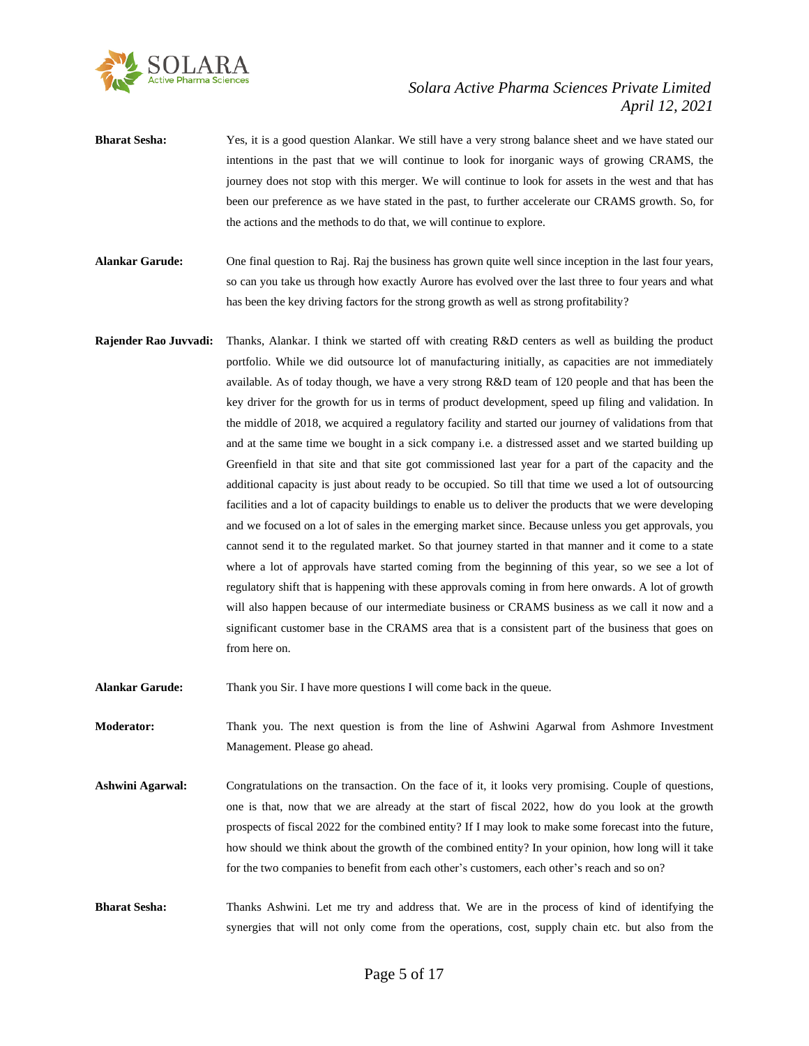**Bharat Sesha:** Yes, it is a good question Alankar. We still have a very strong balance sheet and we have stated our intentions in the past that we will continue to look for inorganic ways of growing CRAMS, the journey does not stop with this merger. We will continue to look for assets in the west and that has been our preference as we have stated in the past, to further accelerate our CRAMS growth. So, for the actions and the methods to do that, we will continue to explore.

**Alankar Garude:** One final question to Raj. Raj the business has grown quite well since inception in the last four years, so can you take us through how exactly Aurore has evolved over the last three to four years and what has been the key driving factors for the strong growth as well as strong profitability?

**Rajender Rao Juvvadi:** Thanks, Alankar. I think we started off with creating R&D centers as well as building the product portfolio. While we did outsource lot of manufacturing initially, as capacities are not immediately available. As of today though, we have a very strong R&D team of 120 people and that has been the key driver for the growth for us in terms of product development, speed up filing and validation. In the middle of 2018, we acquired a regulatory facility and started our journey of validations from that and at the same time we bought in a sick company i.e. a distressed asset and we started building up Greenfield in that site and that site got commissioned last year for a part of the capacity and the additional capacity is just about ready to be occupied. So till that time we used a lot of outsourcing facilities and a lot of capacity buildings to enable us to deliver the products that we were developing and we focused on a lot of sales in the emerging market since. Because unless you get approvals, you cannot send it to the regulated market. So that journey started in that manner and it come to a state where a lot of approvals have started coming from the beginning of this year, so we see a lot of regulatory shift that is happening with these approvals coming in from here onwards. A lot of growth will also happen because of our intermediate business or CRAMS business as we call it now and a significant customer base in the CRAMS area that is a consistent part of the business that goes on from here on.

**Alankar Garude:** Thank you Sir. I have more questions I will come back in the queue.

**Moderator:** Thank you. The next question is from the line of Ashwini Agarwal from Ashmore Investment Management. Please go ahead.

**Ashwini Agarwal:** Congratulations on the transaction. On the face of it, it looks very promising. Couple of questions, one is that, now that we are already at the start of fiscal 2022, how do you look at the growth prospects of fiscal 2022 for the combined entity? If I may look to make some forecast into the future, how should we think about the growth of the combined entity? In your opinion, how long will it take for the two companies to benefit from each other's customers, each other's reach and so on?

**Bharat Sesha:** Thanks Ashwini. Let me try and address that. We are in the process of kind of identifying the synergies that will not only come from the operations, cost, supply chain etc. but also from the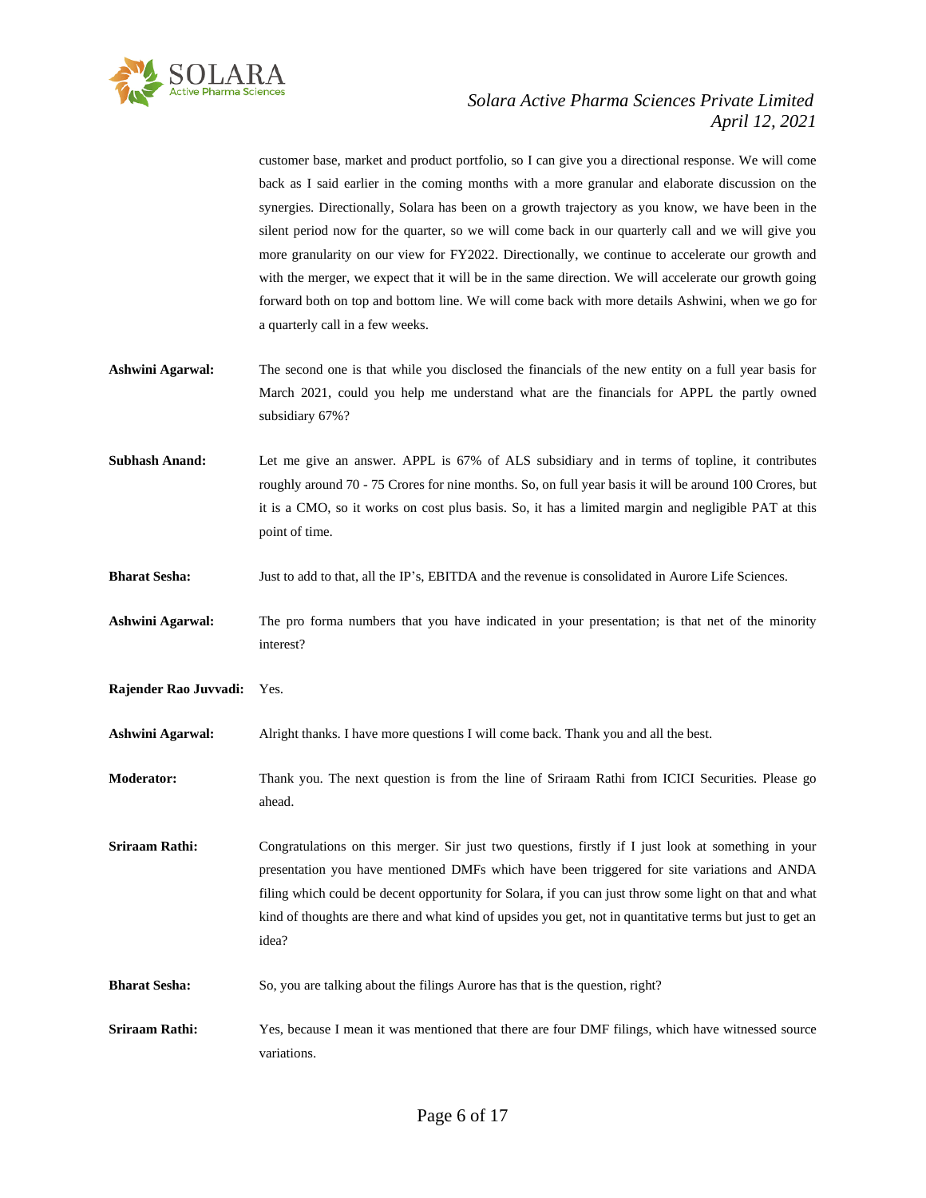customer base, market and product portfolio, so I can give you a directional response. We will come back as I said earlier in the coming months with a more granular and elaborate discussion on the synergies. Directionally, Solara has been on a growth trajectory as you know, we have been in the silent period now for the quarter, so we will come back in our quarterly call and we will give you more granularity on our view for FY2022. Directionally, we continue to accelerate our growth and with the merger, we expect that it will be in the same direction. We will accelerate our growth going forward both on top and bottom line. We will come back with more details Ashwini, when we go for a quarterly call in a few weeks.

**Ashwini Agarwal:** The second one is that while you disclosed the financials of the new entity on a full year basis for March 2021, could you help me understand what are the financials for APPL the partly owned subsidiary 67%?

**Subhash Anand:** Let me give an answer. APPL is 67% of ALS subsidiary and in terms of topline, it contributes roughly around 70 - 75 Crores for nine months. So, on full year basis it will be around 100 Crores, but it is a CMO, so it works on cost plus basis. So, it has a limited margin and negligible PAT at this point of time.

**Bharat Sesha:** Just to add to that, all the IP's, EBITDA and the revenue is consolidated in Aurore Life Sciences.

**Ashwini Agarwal:** The pro forma numbers that you have indicated in your presentation; is that net of the minority interest?

**Rajender Rao Juvvadi:** Yes.

**Ashwini Agarwal:** Alright thanks. I have more questions I will come back. Thank you and all the best.

**Moderator:** Thank you. The next question is from the line of Sriraam Rathi from ICICI Securities. Please go ahead.

**Sriraam Rathi:** Congratulations on this merger. Sir just two questions, firstly if I just look at something in your presentation you have mentioned DMFs which have been triggered for site variations and ANDA filing which could be decent opportunity for Solara, if you can just throw some light on that and what kind of thoughts are there and what kind of upsides you get, not in quantitative terms but just to get an idea?

**Bharat Sesha:** So, you are talking about the filings Aurore has that is the question, right?

**Sriraam Rathi:** Yes, because I mean it was mentioned that there are four DMF filings, which have witnessed source variations.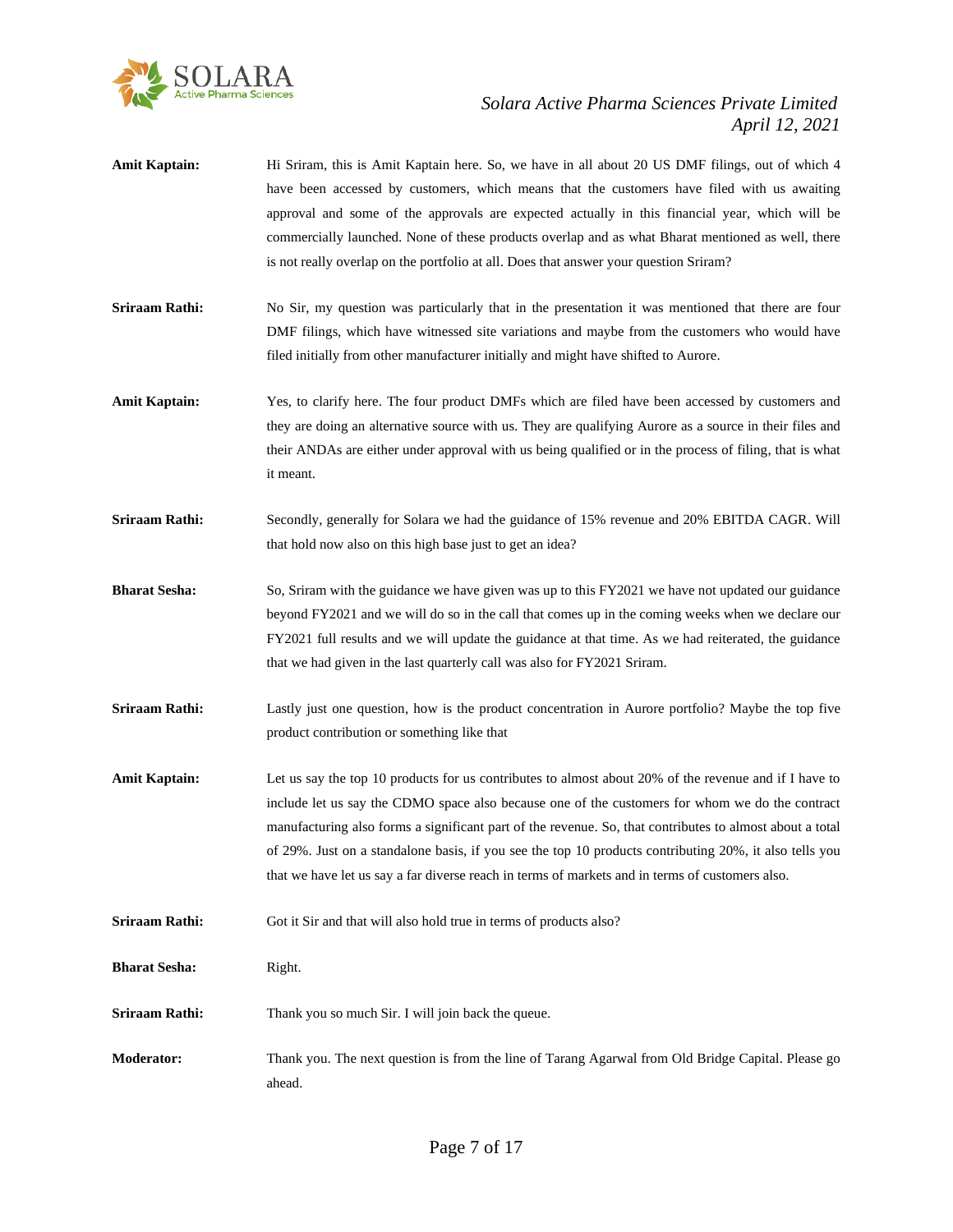**Amit Kaptain:** Hi Sriram, this is Amit Kaptain here. So, we have in all about 20 US DMF filings, out of which 4 have been accessed by customers, which means that the customers have filed with us awaiting approval and some of the approvals are expected actually in this financial year, which will be commercially launched. None of these products overlap and as what Bharat mentioned as well, there is not really overlap on the portfolio at all. Does that answer your question Sriram?

**Sriraam Rathi:** No Sir, my question was particularly that in the presentation it was mentioned that there are four DMF filings, which have witnessed site variations and maybe from the customers who would have filed initially from other manufacturer initially and might have shifted to Aurore.

**Amit Kaptain:** Yes, to clarify here. The four product DMFs which are filed have been accessed by customers and they are doing an alternative source with us. They are qualifying Aurore as a source in their files and their ANDAs are either under approval with us being qualified or in the process of filing, that is what it meant.

**Sriraam Rathi:** Secondly, generally for Solara we had the guidance of 15% revenue and 20% EBITDA CAGR. Will that hold now also on this high base just to get an idea?

**Bharat Sesha:** So, Sriram with the guidance we have given was up to this FY2021 we have not updated our guidance beyond FY2021 and we will do so in the call that comes up in the coming weeks when we declare our FY2021 full results and we will update the guidance at that time. As we had reiterated, the guidance that we had given in the last quarterly call was also for FY2021 Sriram.

**Sriraam Rathi:** Lastly just one question, how is the product concentration in Aurore portfolio? Maybe the top five product contribution or something like that

**Amit Kaptain:** Let us say the top 10 products for us contributes to almost about 20% of the revenue and if I have to include let us say the CDMO space also because one of the customers for whom we do the contract manufacturing also forms a significant part of the revenue. So, that contributes to almost about a total of 29%. Just on a standalone basis, if you see the top 10 products contributing 20%, it also tells you that we have let us say a far diverse reach in terms of markets and in terms of customers also.

**Sriraam Rathi:** Got it Sir and that will also hold true in terms of products also?

**Bharat Sesha:** Right.

**Sriraam Rathi:** Thank you so much Sir. I will join back the queue.

**Moderator:** Thank you. The next question is from the line of Tarang Agarwal from Old Bridge Capital. Please go ahead.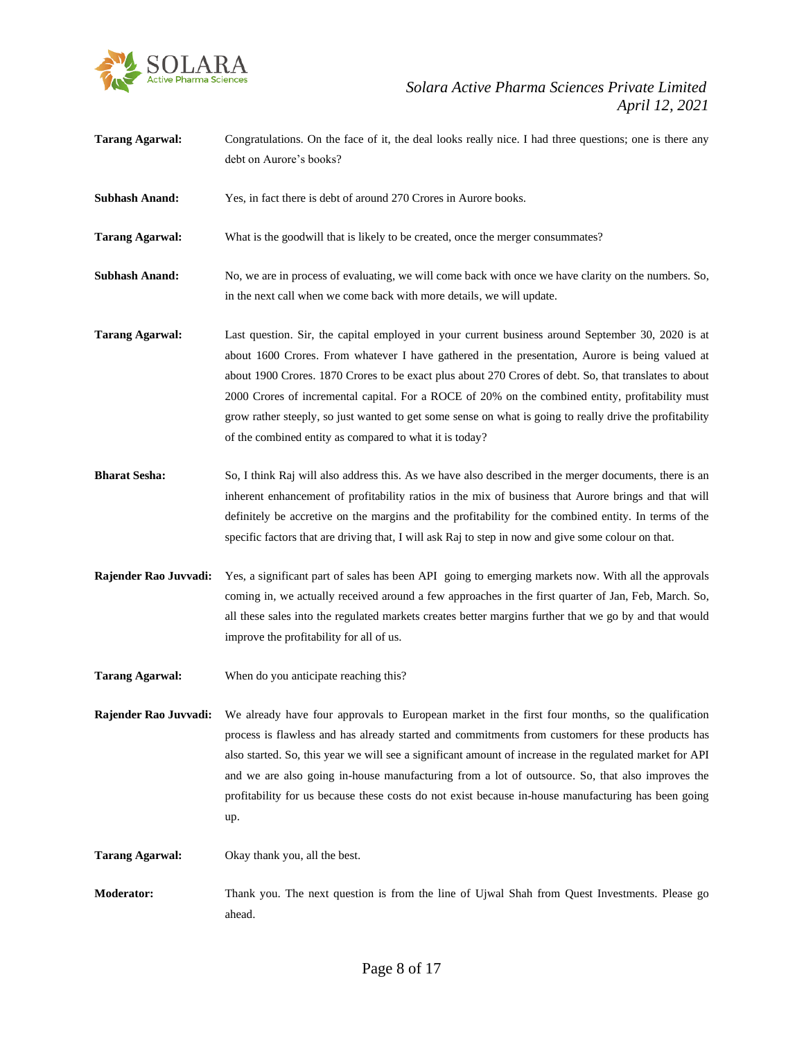**Tarang Agarwal:** Congratulations. On the face of it, the deal looks really nice. I had three questions; one is there any debt on Aurore's books?

**Subhash Anand:** Yes, in fact there is debt of around 270 Crores in Aurore books.

**Tarang Agarwal:** What is the goodwill that is likely to be created, once the merger consummates?

**Subhash Anand:** No, we are in process of evaluating, we will come back with once we have clarity on the numbers. So, in the next call when we come back with more details, we will update.

**Tarang Agarwal:** Last question. Sir, the capital employed in your current business around September 30, 2020 is at about 1600 Crores. From whatever I have gathered in the presentation, Aurore is being valued at about 1900 Crores. 1870 Crores to be exact plus about 270 Crores of debt. So, that translates to about 2000 Crores of incremental capital. For a ROCE of 20% on the combined entity, profitability must grow rather steeply, so just wanted to get some sense on what is going to really drive the profitability of the combined entity as compared to what it is today?

**Bharat Sesha:** So, I think Raj will also address this. As we have also described in the merger documents, there is an inherent enhancement of profitability ratios in the mix of business that Aurore brings and that will definitely be accretive on the margins and the profitability for the combined entity. In terms of the specific factors that are driving that, I will ask Raj to step in now and give some colour on that.

**Rajender Rao Juvvadi:** Yes, a significant part of sales has been API going to emerging markets now. With all the approvals coming in, we actually received around a few approaches in the first quarter of Jan, Feb, March. So, all these sales into the regulated markets creates better margins further that we go by and that would improve the profitability for all of us.

**Tarang Agarwal:** When do you anticipate reaching this?

**Rajender Rao Juvvadi:** We already have four approvals to European market in the first four months, so the qualification process is flawless and has already started and commitments from customers for these products has also started. So, this year we will see a significant amount of increase in the regulated market for API and we are also going in-house manufacturing from a lot of outsource. So, that also improves the profitability for us because these costs do not exist because in-house manufacturing has been going up.

**Tarang Agarwal:** Okay thank you, all the best.

**Moderator:** Thank you. The next question is from the line of Ujwal Shah from Quest Investments. Please go ahead.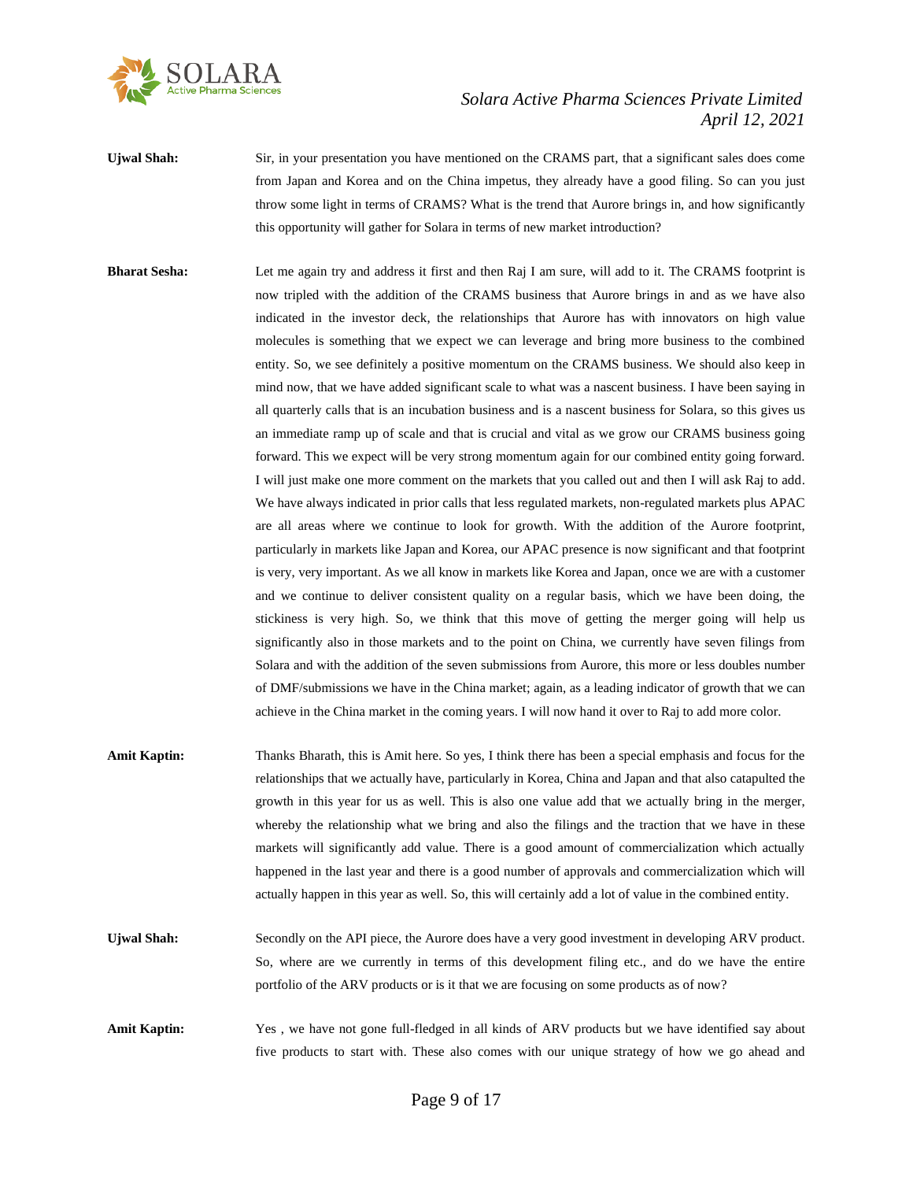**Ujwal Shah:** Sir, in your presentation you have mentioned on the CRAMS part, that a significant sales does come from Japan and Korea and on the China impetus, they already have a good filing. So can you just throw some light in terms of CRAMS? What is the trend that Aurore brings in, and how significantly this opportunity will gather for Solara in terms of new market introduction?

**Bharat Sesha:** Let me again try and address it first and then Raj I am sure, will add to it. The CRAMS footprint is now tripled with the addition of the CRAMS business that Aurore brings in and as we have also indicated in the investor deck, the relationships that Aurore has with innovators on high value molecules is something that we expect we can leverage and bring more business to the combined entity. So, we see definitely a positive momentum on the CRAMS business. We should also keep in mind now, that we have added significant scale to what was a nascent business. I have been saying in all quarterly calls that is an incubation business and is a nascent business for Solara, so this gives us an immediate ramp up of scale and that is crucial and vital as we grow our CRAMS business going forward. This we expect will be very strong momentum again for our combined entity going forward. I will just make one more comment on the markets that you called out and then I will ask Raj to add. We have always indicated in prior calls that less regulated markets, non-regulated markets plus APAC are all areas where we continue to look for growth. With the addition of the Aurore footprint, particularly in markets like Japan and Korea, our APAC presence is now significant and that footprint is very, very important. As we all know in markets like Korea and Japan, once we are with a customer and we continue to deliver consistent quality on a regular basis, which we have been doing, the stickiness is very high. So, we think that this move of getting the merger going will help us significantly also in those markets and to the point on China, we currently have seven filings from Solara and with the addition of the seven submissions from Aurore, this more or less doubles number of DMF/submissions we have in the China market; again, as a leading indicator of growth that we can achieve in the China market in the coming years. I will now hand it over to Raj to add more color.

**Amit Kaptin:** Thanks Bharath, this is Amit here. So yes, I think there has been a special emphasis and focus for the relationships that we actually have, particularly in Korea, China and Japan and that also catapulted the growth in this year for us as well. This is also one value add that we actually bring in the merger, whereby the relationship what we bring and also the filings and the traction that we have in these markets will significantly add value. There is a good amount of commercialization which actually happened in the last year and there is a good number of approvals and commercialization which will actually happen in this year as well. So, this will certainly add a lot of value in the combined entity.

**Ujwal Shah:** Secondly on the API piece, the Aurore does have a very good investment in developing ARV product. So, where are we currently in terms of this development filing etc., and do we have the entire portfolio of the ARV products or is it that we are focusing on some products as of now?

**Amit Kaptin:** Yes , we have not gone full-fledged in all kinds of ARV products but we have identified say about five products to start with. These also comes with our unique strategy of how we go ahead and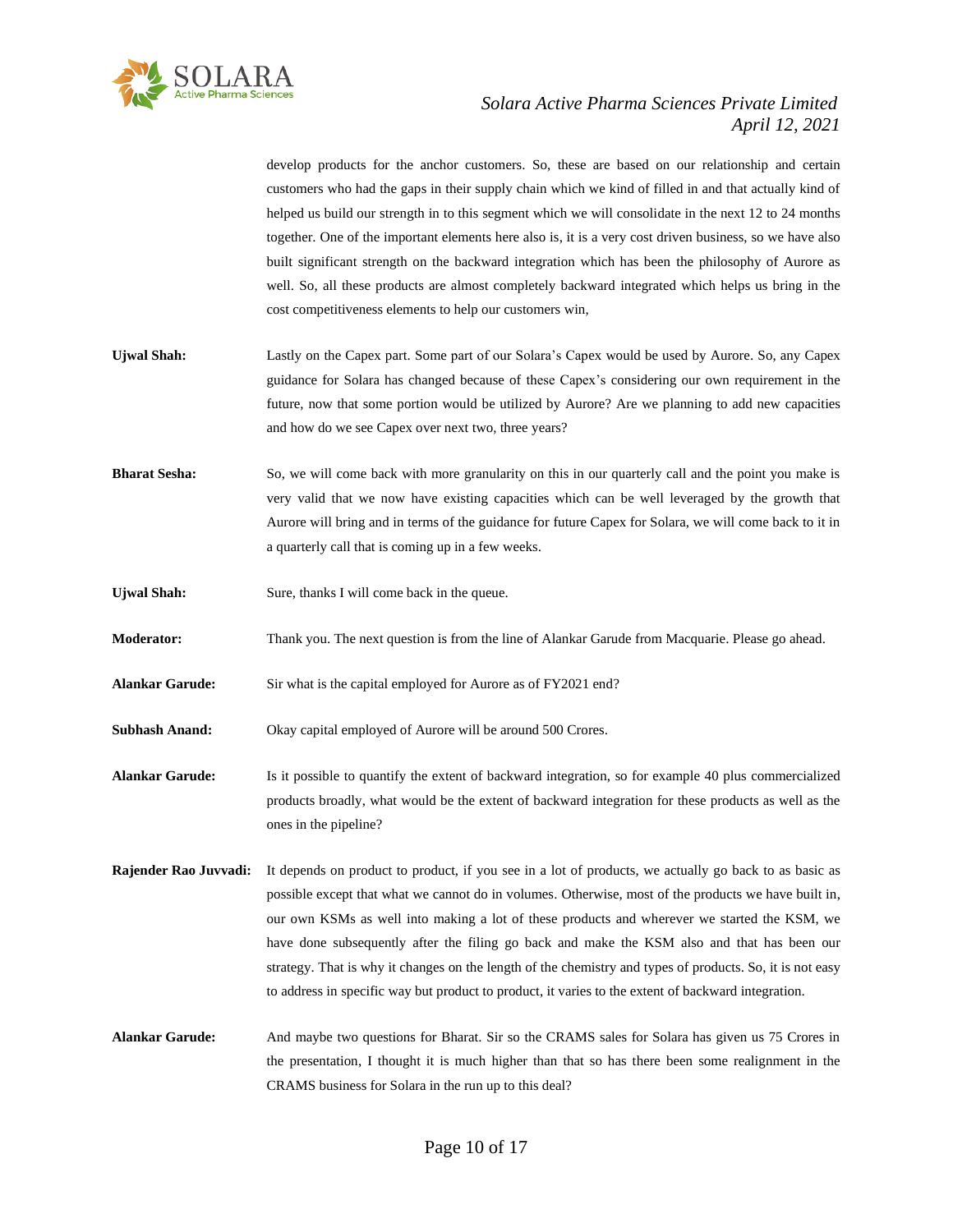develop products for the anchor customers. So, these are based on our relationship and certain customers who had the gaps in their supply chain which we kind of filled in and that actually kind of helped us build our strength in to this segment which we will consolidate in the next 12 to 24 months together. One of the important elements here also is, it is a very cost driven business, so we have also built significant strength on the backward integration which has been the philosophy of Aurore as well. So, all these products are almost completely backward integrated which helps us bring in the cost competitiveness elements to help our customers win,

**Ujwal Shah:** Lastly on the Capex part. Some part of our Solara's Capex would be used by Aurore. So, any Capex guidance for Solara has changed because of these Capex's considering our own requirement in the future, now that some portion would be utilized by Aurore? Are we planning to add new capacities and how do we see Capex over next two, three years?

**Bharat Sesha:** So, we will come back with more granularity on this in our quarterly call and the point you make is very valid that we now have existing capacities which can be well leveraged by the growth that Aurore will bring and in terms of the guidance for future Capex for Solara, we will come back to it in a quarterly call that is coming up in a few weeks.

**Ujwal Shah:** Sure, thanks I will come back in the queue.

**Moderator:** Thank you. The next question is from the line of Alankar Garude from Macquarie. Please go ahead.

**Alankar Garude:** Sir what is the capital employed for Aurore as of FY2021 end?

**Subhash Anand:** Okay capital employed of Aurore will be around 500 Crores.

**Alankar Garude:** Is it possible to quantify the extent of backward integration, so for example 40 plus commercialized products broadly, what would be the extent of backward integration for these products as well as the ones in the pipeline?

**Rajender Rao Juvvadi:** It depends on product to product, if you see in a lot of products, we actually go back to as basic as possible except that what we cannot do in volumes. Otherwise, most of the products we have built in, our own KSMs as well into making a lot of these products and wherever we started the KSM, we have done subsequently after the filing go back and make the KSM also and that has been our strategy. That is why it changes on the length of the chemistry and types of products. So, it is not easy to address in specific way but product to product, it varies to the extent of backward integration.

**Alankar Garude:** And maybe two questions for Bharat. Sir so the CRAMS sales for Solara has given us 75 Crores in the presentation, I thought it is much higher than that so has there been some realignment in the CRAMS business for Solara in the run up to this deal?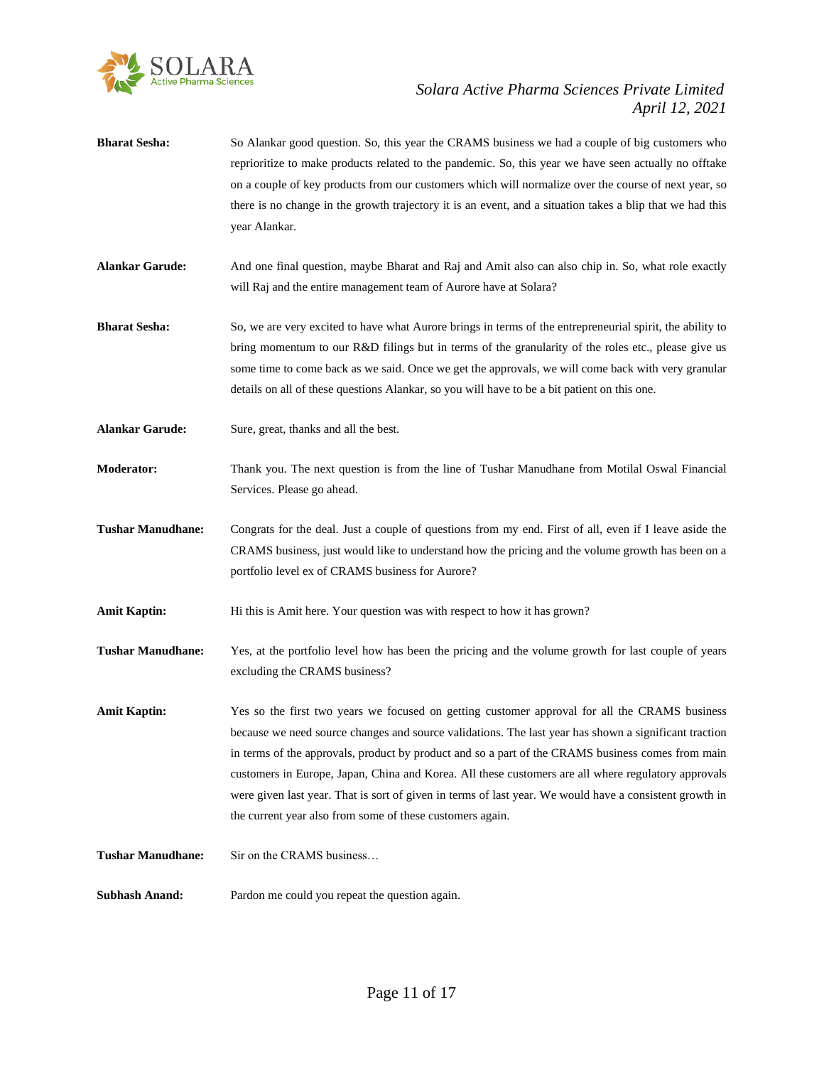**Bharat Sesha:** So Alankar good question. So, this year the CRAMS business we had a couple of big customers who reprioritize to make products related to the pandemic. So, this year we have seen actually no offtake on a couple of key products from our customers which will normalize over the course of next year, so there is no change in the growth trajectory it is an event, and a situation takes a blip that we had this year Alankar.

**Alankar Garude:** And one final question, maybe Bharat and Raj and Amit also can also chip in. So, what role exactly will Raj and the entire management team of Aurore have at Solara?

**Bharat Sesha:** So, we are very excited to have what Aurore brings in terms of the entrepreneurial spirit, the ability to bring momentum to our R&D filings but in terms of the granularity of the roles etc., please give us some time to come back as we said. Once we get the approvals, we will come back with very granular details on all of these questions Alankar, so you will have to be a bit patient on this one.

**Alankar Garude:** Sure, great, thanks and all the best.

**Moderator:** Thank you. The next question is from the line of Tushar Manudhane from Motilal Oswal Financial Services. Please go ahead.

**Tushar Manudhane:** Congrats for the deal. Just a couple of questions from my end. First of all, even if I leave aside the CRAMS business, just would like to understand how the pricing and the volume growth has been on a portfolio level ex of CRAMS business for Aurore?

**Amit Kaptin:** Hi this is Amit here. Your question was with respect to how it has grown?

**Tushar Manudhane:** Yes, at the portfolio level how has been the pricing and the volume growth for last couple of years excluding the CRAMS business?

**Amit Kaptin:** Yes so the first two years we focused on getting customer approval for all the CRAMS business because we need source changes and source validations. The last year has shown a significant traction in terms of the approvals, product by product and so a part of the CRAMS business comes from main customers in Europe, Japan, China and Korea. All these customers are all where regulatory approvals were given last year. That is sort of given in terms of last year. We would have a consistent growth in the current year also from some of these customers again.

**Tushar Manudhane:** Sir on the CRAMS business…

**Subhash Anand:** Pardon me could you repeat the question again.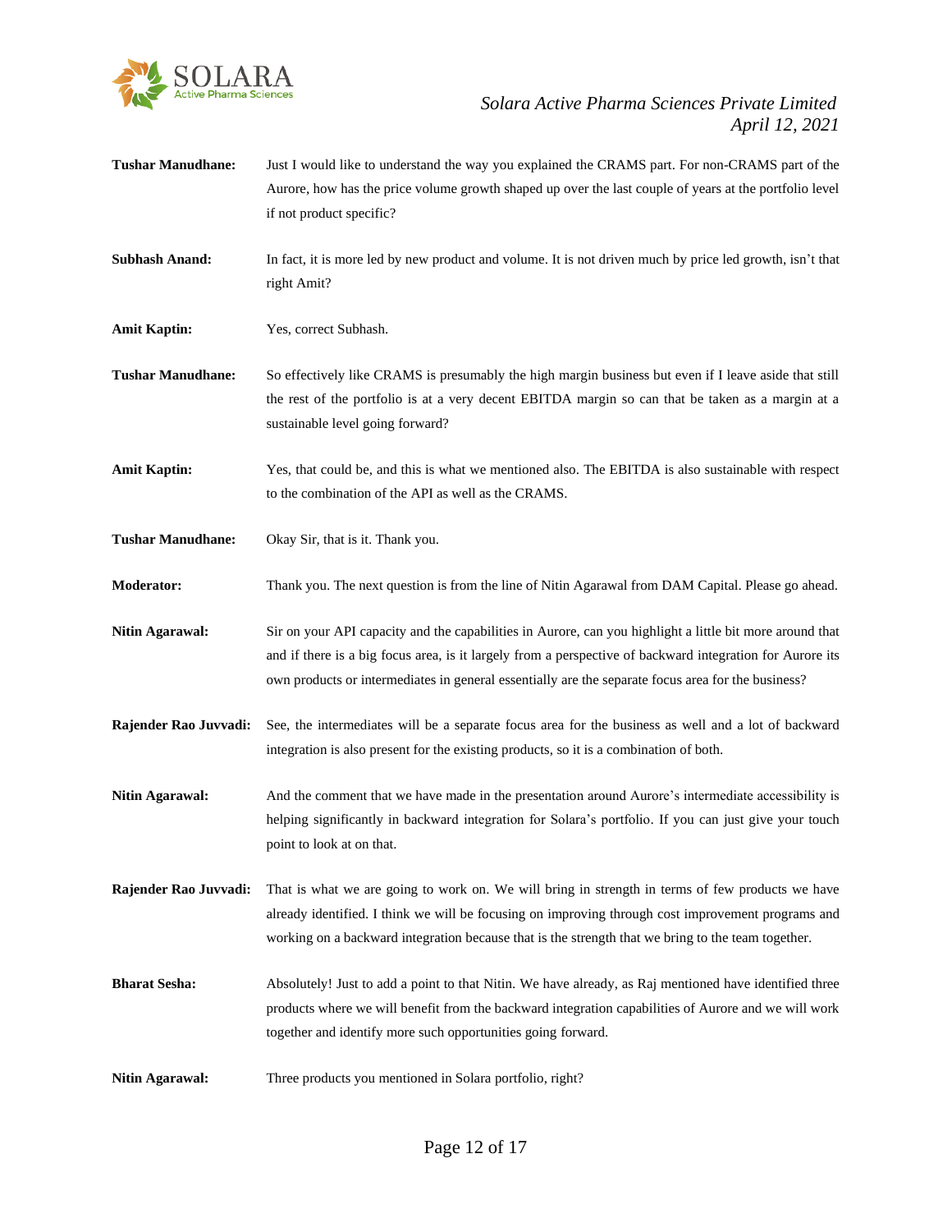**Tushar Manudhane:** Just I would like to understand the way you explained the CRAMS part. For non-CRAMS part of the Aurore, how has the price volume growth shaped up over the last couple of years at the portfolio level if not product specific?

**Subhash Anand:** In fact, it is more led by new product and volume. It is not driven much by price led growth, isn't that right Amit?

**Amit Kaptin:** Yes, correct Subhash.

**Tushar Manudhane:** So effectively like CRAMS is presumably the high margin business but even if I leave aside that still the rest of the portfolio is at a very decent EBITDA margin so can that be taken as a margin at a sustainable level going forward?

**Amit Kaptin:** Yes, that could be, and this is what we mentioned also. The EBITDA is also sustainable with respect to the combination of the API as well as the CRAMS.

**Tushar Manudhane:** Okay Sir, that is it. Thank you.

**Moderator:** Thank you. The next question is from the line of Nitin Agarawal from DAM Capital. Please go ahead.

**Nitin Agarawal:** Sir on your API capacity and the capabilities in Aurore, can you highlight a little bit more around that and if there is a big focus area, is it largely from a perspective of backward integration for Aurore its own products or intermediates in general essentially are the separate focus area for the business?

**Rajender Rao Juvvadi:** See, the intermediates will be a separate focus area for the business as well and a lot of backward integration is also present for the existing products, so it is a combination of both.

**Nitin Agarawal:** And the comment that we have made in the presentation around Aurore's intermediate accessibility is helping significantly in backward integration for Solara's portfolio. If you can just give your touch point to look at on that.

**Rajender Rao Juvvadi:** That is what we are going to work on. We will bring in strength in terms of few products we have already identified. I think we will be focusing on improving through cost improvement programs and working on a backward integration because that is the strength that we bring to the team together.

**Bharat Sesha:** Absolutely! Just to add a point to that Nitin. We have already, as Raj mentioned have identified three products where we will benefit from the backward integration capabilities of Aurore and we will work together and identify more such opportunities going forward.

**Nitin Agarawal:** Three products you mentioned in Solara portfolio, right?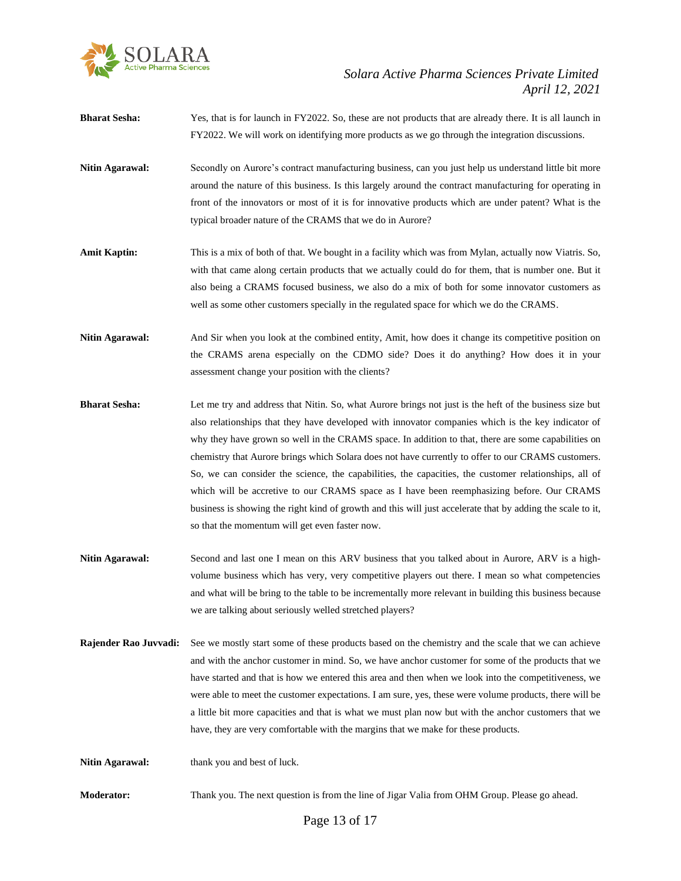**Bharat Sesha:** Yes, that is for launch in FY2022. So, these are not products that are already there. It is all launch in FY2022. We will work on identifying more products as we go through the integration discussions.

**Nitin Agarawal:** Secondly on Aurore's contract manufacturing business, can you just help us understand little bit more around the nature of this business. Is this largely around the contract manufacturing for operating in front of the innovators or most of it is for innovative products which are under patent? What is the typical broader nature of the CRAMS that we do in Aurore?

**Amit Kaptin:** This is a mix of both of that. We bought in a facility which was from Mylan, actually now Viatris. So, with that came along certain products that we actually could do for them, that is number one. But it also being a CRAMS focused business, we also do a mix of both for some innovator customers as well as some other customers specially in the regulated space for which we do the CRAMS.

**Nitin Agarawal:** And Sir when you look at the combined entity, Amit, how does it change its competitive position on the CRAMS arena especially on the CDMO side? Does it do anything? How does it in your assessment change your position with the clients?

**Bharat Sesha:** Let me try and address that Nitin. So, what Aurore brings not just is the heft of the business size but also relationships that they have developed with innovator companies which is the key indicator of why they have grown so well in the CRAMS space. In addition to that, there are some capabilities on chemistry that Aurore brings which Solara does not have currently to offer to our CRAMS customers. So, we can consider the science, the capabilities, the capacities, the customer relationships, all of which will be accretive to our CRAMS space as I have been reemphasizing before. Our CRAMS business is showing the right kind of growth and this will just accelerate that by adding the scale to it, so that the momentum will get even faster now.

**Nitin Agarawal:** Second and last one I mean on this ARV business that you talked about in Aurore, ARV is a high-volume business which has very, very competitive players out there. I mean so what competencies and what will be bring to the table to be incrementally more relevant in building this business because we are talking about seriously welled stretched players?

**Rajender Rao Juvvadi:** See we mostly start some of these products based on the chemistry and the scale that we can achieve and with the anchor customer in mind. So, we have anchor customer for some of the products that we have started and that is how we entered this area and then when we look into the competitiveness, we were able to meet the customer expectations. I am sure, yes, these were volume products, there will be a little bit more capacities and that is what we must plan now but with the anchor customers that we have, they are very comfortable with the margins that we make for these products.

**Nitin Agarawal:** thank you and best of luck.

**Moderator:** Thank you. The next question is from the line of Jigar Valia from OHM Group. Please go ahead.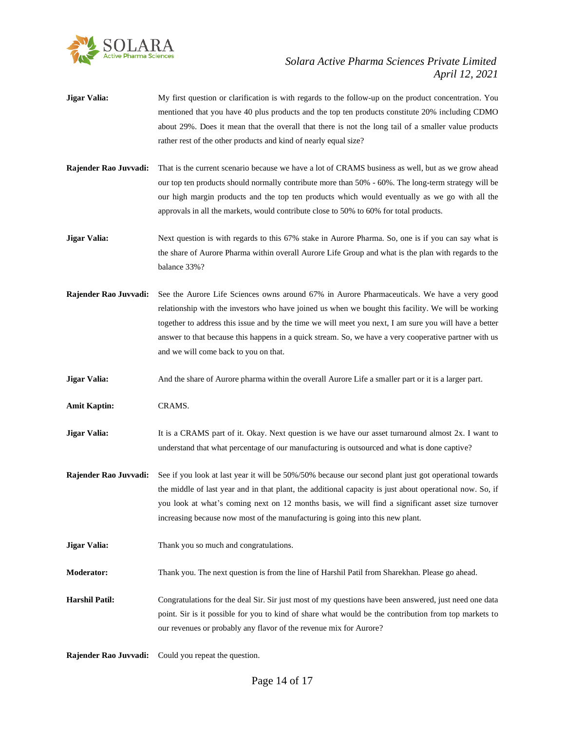**Jigar Valia:** My first question or clarification is with regards to the follow-up on the product concentration. You mentioned that you have 40 plus products and the top ten products constitute 20% including CDMO about 29%. Does it mean that the overall that there is not the long tail of a smaller value products rather rest of the other products and kind of nearly equal size?

**Rajender Rao Juvvadi:** That is the current scenario because we have a lot of CRAMS business as well, but as we grow ahead our top ten products should normally contribute more than 50% - 60%. The long-term strategy will be our high margin products and the top ten products which would eventually as we go with all the approvals in all the markets, would contribute close to 50% to 60% for total products.

**Jigar Valia:** Next question is with regards to this 67% stake in Aurore Pharma. So, one is if you can say what is the share of Aurore Pharma within overall Aurore Life Group and what is the plan with regards to the balance 33%?

**Rajender Rao Juvvadi:** See the Aurore Life Sciences owns around 67% in Aurore Pharmaceuticals. We have a very good relationship with the investors who have joined us when we bought this facility. We will be working together to address this issue and by the time we will meet you next, I am sure you will have a better answer to that because this happens in a quick stream. So, we have a very cooperative partner with us and we will come back to you on that.

**Jigar Valia:** And the share of Aurore pharma within the overall Aurore Life a smaller part or it is a larger part.

**Amit Kaptin:** CRAMS.

**Jigar Valia:** It is a CRAMS part of it. Okay. Next question is we have our asset turnaround almost 2x. I want to understand that what percentage of our manufacturing is outsourced and what is done captive?

**Rajender Rao Juvvadi:** See if you look at last year it will be 50%/50% because our second plant just got operational towards the middle of last year and in that plant, the additional capacity is just about operational now. So, if you look at what's coming next on 12 months basis, we will find a significant asset size turnover increasing because now most of the manufacturing is going into this new plant.

**Jigar Valia:** Thank you so much and congratulations.

**Moderator:** Thank you. The next question is from the line of Harshil Patil from Sharekhan. Please go ahead.

**Harshil Patil:** Congratulations for the deal Sir. Sir just most of my questions have been answered, just need one data point. Sir is it possible for you to kind of share what would be the contribution from top markets to our revenues or probably any flavor of the revenue mix for Aurore?

**Rajender Rao Juvvadi:** Could you repeat the question.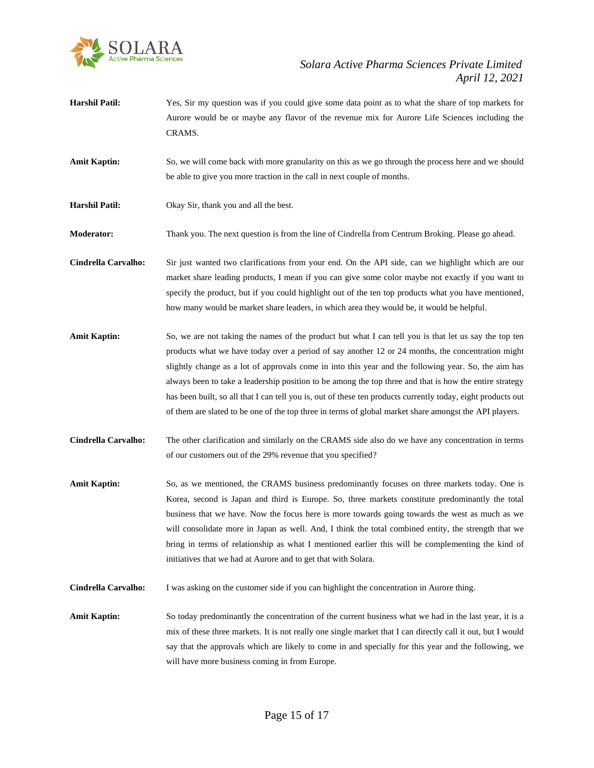**Harshil Patil:** Yes, Sir my question was if you could give some data point as to what the share of top markets for Aurore would be or maybe any flavor of the revenue mix for Aurore Life Sciences including the CRAMS.

**Amit Kaptin:** So, we will come back with more granularity on this as we go through the process here and we should be able to give you more traction in the call in next couple of months.

**Harshil Patil:** Okay Sir, thank you and all the best.

**Moderator:** Thank you. The next question is from the line of Cindrella from Centrum Broking. Please go ahead.

**Cindrella Carvalho:** Sir just wanted two clarifications from your end. On the API side, can we highlight which are our market share leading products, I mean if you can give some color maybe not exactly if you want to specify the product, but if you could highlight out of the ten top products what you have mentioned, how many would be market share leaders, in which area they would be, it would be helpful.

**Amit Kaptin:** So, we are not taking the names of the product but what I can tell you is that let us say the top ten products what we have today over a period of say another 12 or 24 months, the concentration might slightly change as a lot of approvals come in into this year and the following year. So, the aim has always been to take a leadership position to be among the top three and that is how the entire strategy has been built, so all that I can tell you is, out of these ten products currently today, eight products out of them are slated to be one of the top three in terms of global market share amongst the API players.

**Cindrella Carvalho:** The other clarification and similarly on the CRAMS side also do we have any concentration in terms of our customers out of the 29% revenue that you specified?

**Amit Kaptin:** So, as we mentioned, the CRAMS business predominantly focuses on three markets today. One is Korea, second is Japan and third is Europe. So, three markets constitute predominantly the total business that we have. Now the focus here is more towards going towards the west as much as we will consolidate more in Japan as well. And, I think the total combined entity, the strength that we bring in terms of relationship as what I mentioned earlier this will be complementing the kind of initiatives that we had at Aurore and to get that with Solara.

**Cindrella Carvalho:** I was asking on the customer side if you can highlight the concentration in Aurore thing.

**Amit Kaptin:** So today predominantly the concentration of the current business what we had in the last year, it is a mix of these three markets. It is not really one single market that I can directly call it out, but I would say that the approvals which are likely to come in and specially for this year and the following, we will have more business coming in from Europe.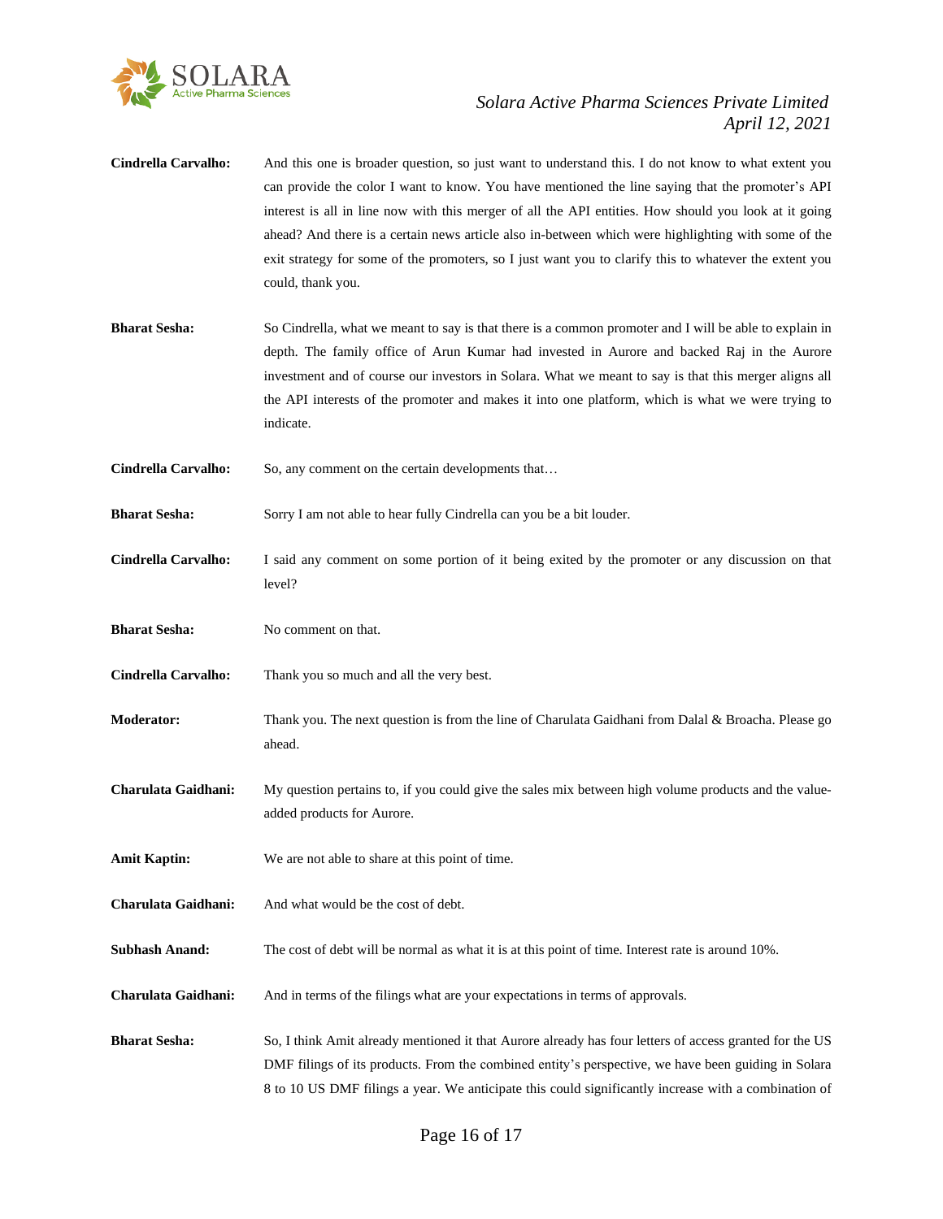**Cindrella Carvalho:** And this one is broader question, so just want to understand this. I do not know to what extent you can provide the color I want to know. You have mentioned the line saying that the promoter's API interest is all in line now with this merger of all the API entities. How should you look at it going ahead? And there is a certain news article also in-between which were highlighting with some of the exit strategy for some of the promoters, so I just want you to clarify this to whatever the extent you could, thank you.

**Bharat Sesha:** So Cindrella, what we meant to say is that there is a common promoter and I will be able to explain in depth. The family office of Arun Kumar had invested in Aurore and backed Raj in the Aurore investment and of course our investors in Solara. What we meant to say is that this merger aligns all the API interests of the promoter and makes it into one platform, which is what we were trying to indicate.

**Cindrella Carvalho:** So, any comment on the certain developments that…

**Bharat Sesha:** Sorry I am not able to hear fully Cindrella can you be a bit louder.

**Cindrella Carvalho:** I said any comment on some portion of it being exited by the promoter or any discussion on that level?

**Bharat Sesha:** No comment on that.

**Cindrella Carvalho:** Thank you so much and all the very best.

**Moderator:** Thank you. The next question is from the line of Charulata Gaidhani from Dalal & Broacha. Please go ahead.

**Charulata Gaidhani:** My question pertains to, if you could give the sales mix between high volume products and the value-added products for Aurore.

**Amit Kaptin:** We are not able to share at this point of time.

**Charulata Gaidhani:** And what would be the cost of debt.

**Subhash Anand:** The cost of debt will be normal as what it is at this point of time. Interest rate is around 10%.

**Charulata Gaidhani:** And in terms of the filings what are your expectations in terms of approvals.

**Bharat Sesha:** So, I think Amit already mentioned it that Aurore already has four letters of access granted for the US DMF filings of its products. From the combined entity's perspective, we have been guiding in Solara 8 to 10 US DMF filings a year. We anticipate this could significantly increase with a combination of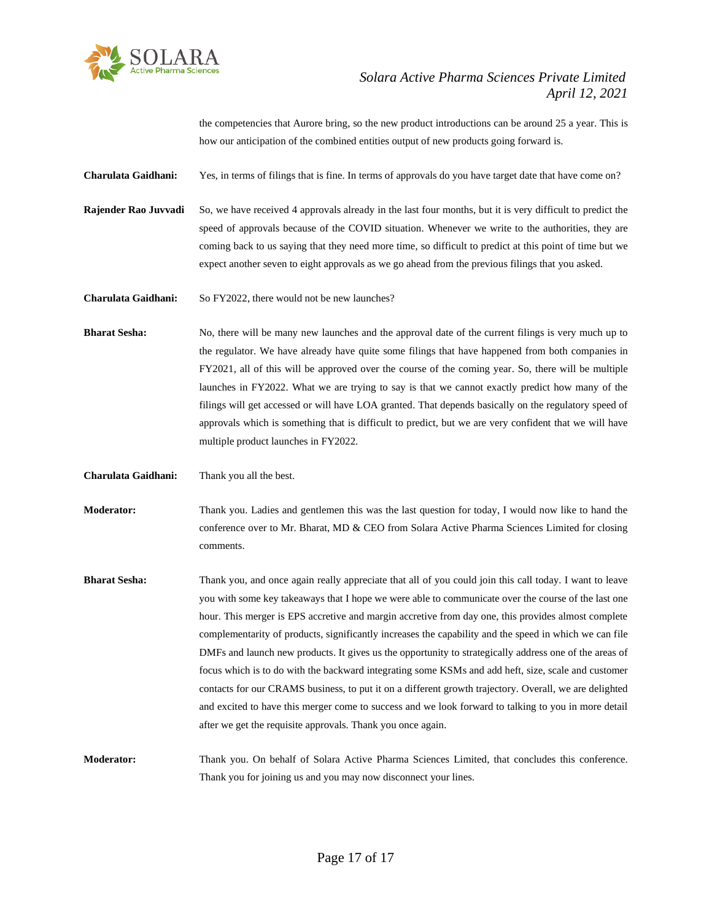the competencies that Aurore bring, so the new product introductions can be around 25 a year. This is how our anticipation of the combined entities output of new products going forward is.

**Charulata Gaidhani:** Yes, in terms of filings that is fine. In terms of approvals do you have target date that have come on?

**Rajender Rao Juvvadi** So, we have received 4 approvals already in the last four months, but it is very difficult to predict the speed of approvals because of the COVID situation. Whenever we write to the authorities, they are coming back to us saying that they need more time, so difficult to predict at this point of time but we expect another seven to eight approvals as we go ahead from the previous filings that you asked.

**Charulata Gaidhani:** So FY2022, there would not be new launches?

**Bharat Sesha:** No, there will be many new launches and the approval date of the current filings is very much up to the regulator. We have already have quite some filings that have happened from both companies in FY2021, all of this will be approved over the course of the coming year. So, there will be multiple launches in FY2022. What we are trying to say is that we cannot exactly predict how many of the filings will get accessed or will have LOA granted. That depends basically on the regulatory speed of approvals which is something that is difficult to predict, but we are very confident that we will have multiple product launches in FY2022.

**Charulata Gaidhani:** Thank you all the best.

**Moderator:** Thank you. Ladies and gentlemen this was the last question for today, I would now like to hand the conference over to Mr. Bharat, MD & CEO from Solara Active Pharma Sciences Limited for closing comments.

**Bharat Sesha:** Thank you, and once again really appreciate that all of you could join this call today. I want to leave you with some key takeaways that I hope we were able to communicate over the course of the last one hour. This merger is EPS accretive and margin accretive from day one, this provides almost complete complementarity of products, significantly increases the capability and the speed in which we can file DMFs and launch new products. It gives us the opportunity to strategically address one of the areas of focus which is to do with the backward integrating some KSMs and add heft, size, scale and customer contacts for our CRAMS business, to put it on a different growth trajectory. Overall, we are delighted and excited to have this merger come to success and we look forward to talking to you in more detail after we get the requisite approvals. Thank you once again.

**Moderator:** Thank you. On behalf of Solara Active Pharma Sciences Limited, that concludes this conference. Thank you for joining us and you may now disconnect your lines.